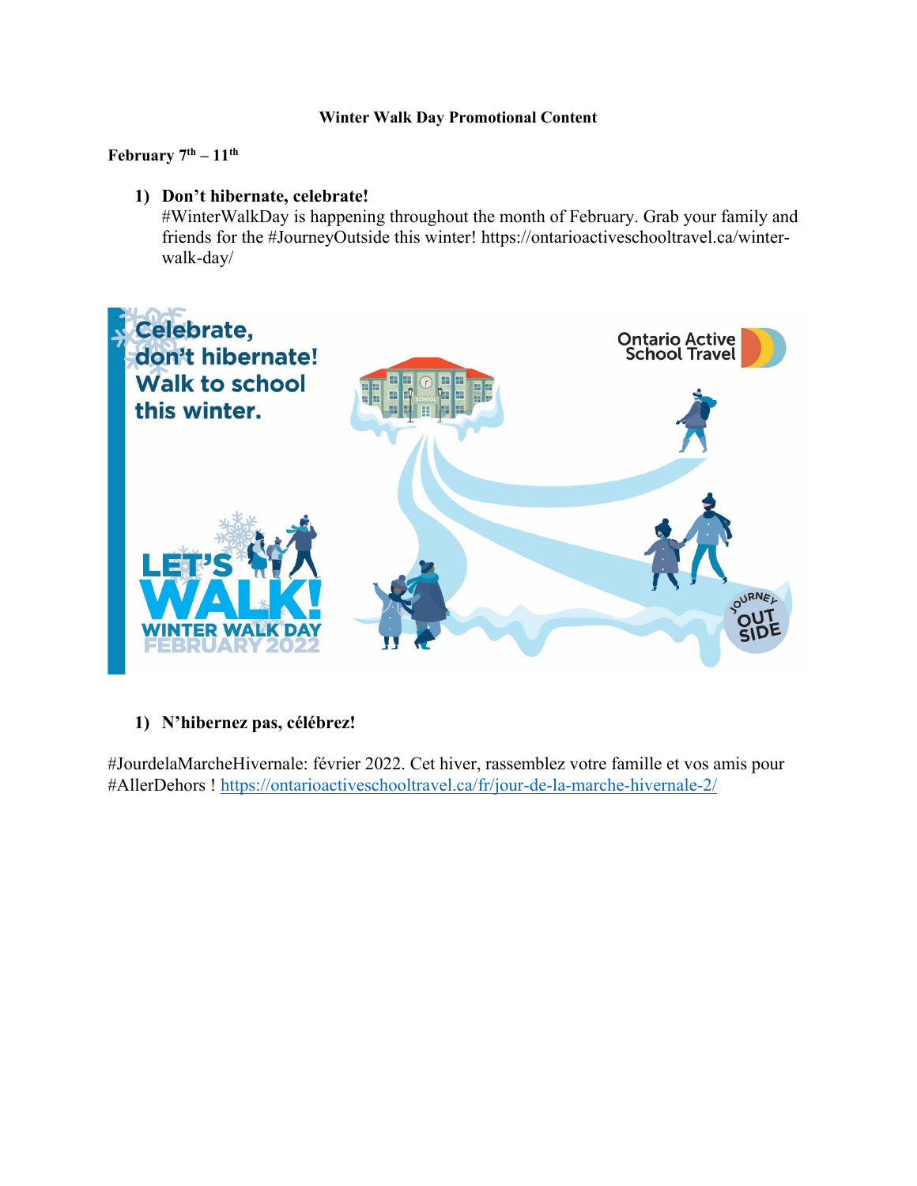**Winter Walk Day Promotional Content**

**February 7th – 11th**

1) **Don't hibernate, celebrate!**
   #WinterWalkDay is happening throughout the month of February. Grab your family and friends for the #JourneyOutside this winter! https://ontarioactiveschooltravel.ca/winter-walk-day/

1) **N'hibernez pas, célébrez!**

#JourdelaMarcheHivernale: février 2022. Cet hiver, rassemblez votre famille et vos amis pour #AllerDehors ! https://ontarioactiveschooltravel.ca/fr/jour-de-la-marche-hivernale-2/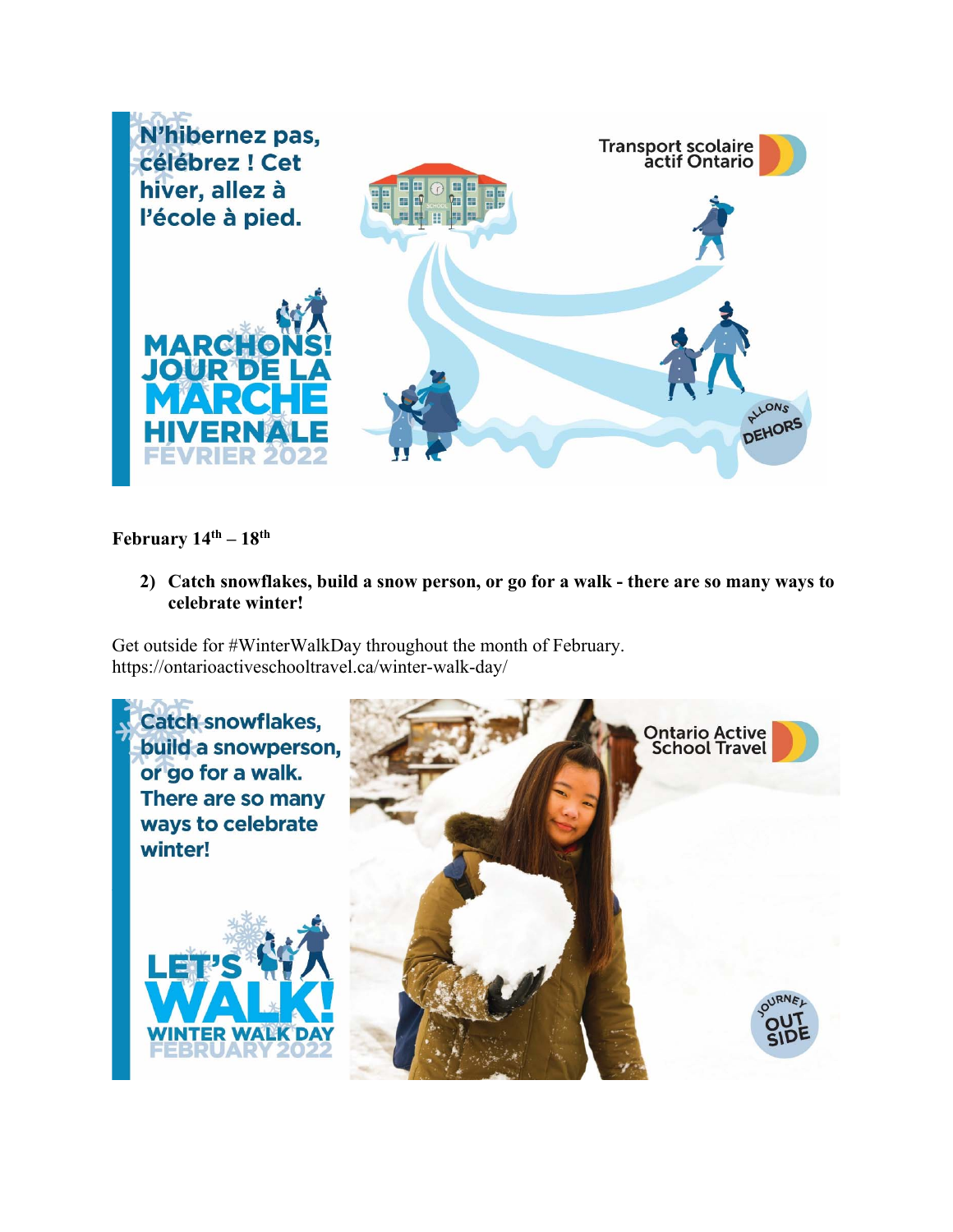**February 14th – 18th**

2) **Catch snowflakes, build a snow person, or go for a walk - there are so many ways to celebrate winter!**

Get outside for #WinterWalkDay throughout the month of February.
https://ontarioactiveschooltravel.ca/winter-walk-day/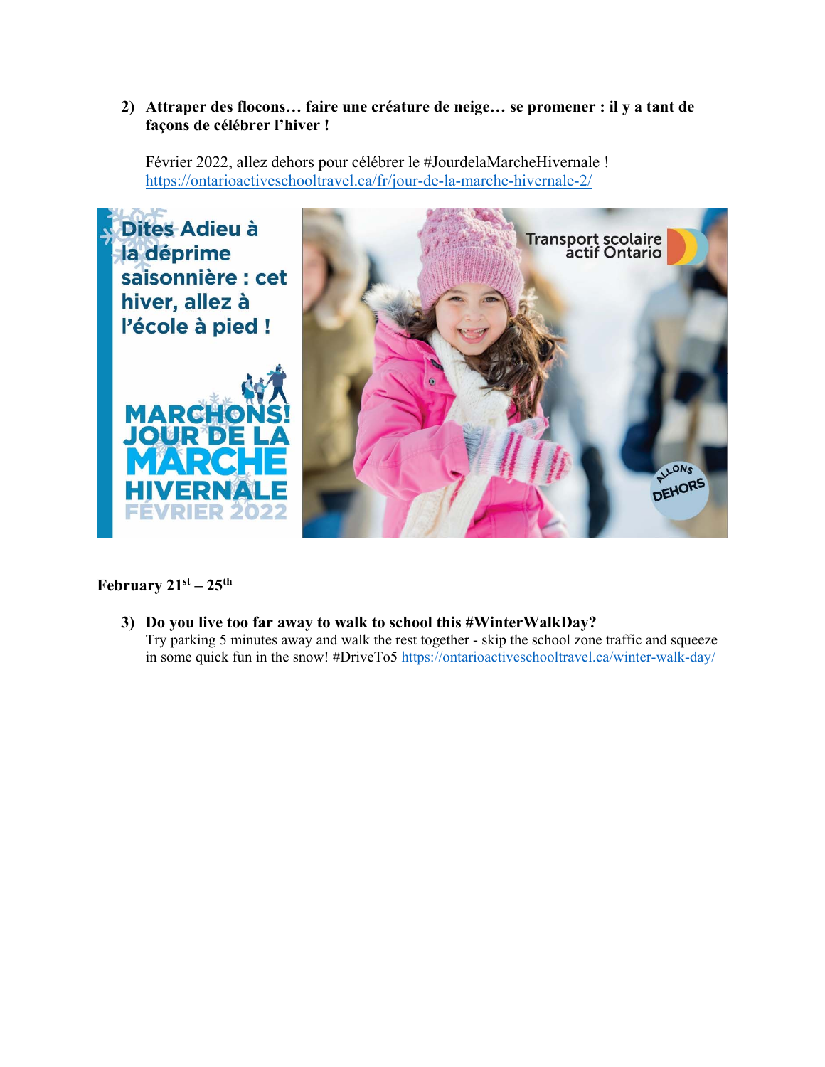2) **Attraper des flocons… faire une créature de neige… se promener : il y a tant de façons de célébrer l'hiver !**

   Février 2022, allez dehors pour célébrer le #JourdelaMarcheHivernale ! https://ontarioactiveschooltravel.ca/fr/jour-de-la-marche-hivernale-2/

Dites Adieu à la déprime saisonnière : cet hiver, allez à l'école à pied !

MARCHONS! JOUR DE LA MARCHE HIVERNALE FÉVRIER 2022

Transport scolaire actif Ontario

ALLONS DEHORS

**February 21st – 25th**

3) **Do you live too far away to walk to school this #WinterWalkDay?**
   Try parking 5 minutes away and walk the rest together - skip the school zone traffic and squeeze in some quick fun in the snow! #DriveTo5 https://ontarioactiveschooltravel.ca/winter-walk-day/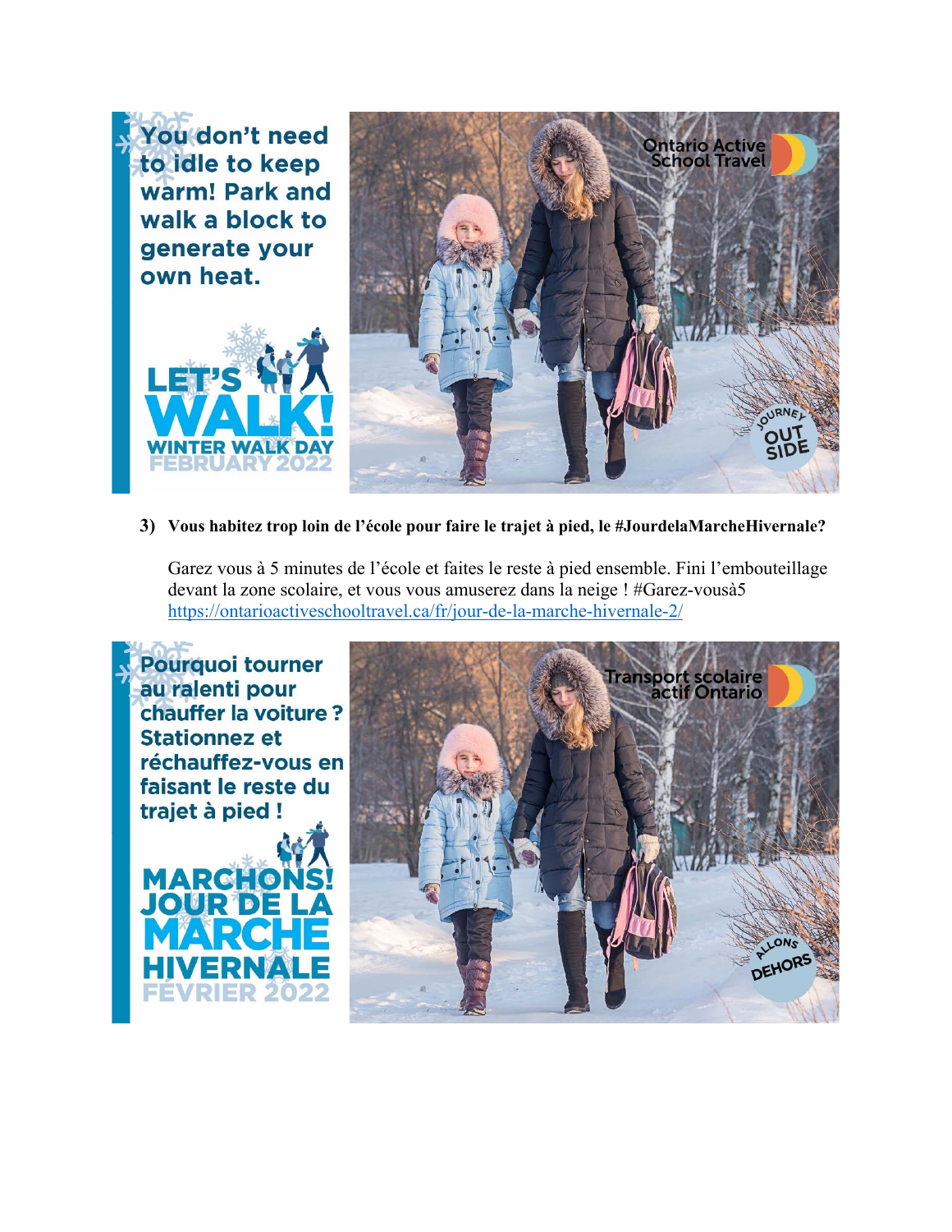You don't need to idle to keep warm! Park and walk a block to generate your own heat.

LET'S WALK! WINTER WALK DAY FEBRUARY 2022

Ontario Active School Travel

JOURNEY OUTSIDE

**3) Vous habitez trop loin de l'école pour faire le trajet à pied, le #JourdelaMarcheHivernale?**

Garez vous à 5 minutes de l'école et faites le reste à pied ensemble. Fini l'embouteillage devant la zone scolaire, et vous vous amuserez dans la neige ! #Garez-vousà5 https://ontarioactiveschooltravel.ca/fr/jour-de-la-marche-hivernale-2/

Pourquoi tourner au ralenti pour chauffer la voiture ? Stationnez et réchauffez-vous en faisant le reste du trajet à pied !

MARCHONS! JOUR DE LA MARCHE HIVERNALE FÉVRIER 2022

Transport scolaire actif Ontario

ALLONS DEHORS